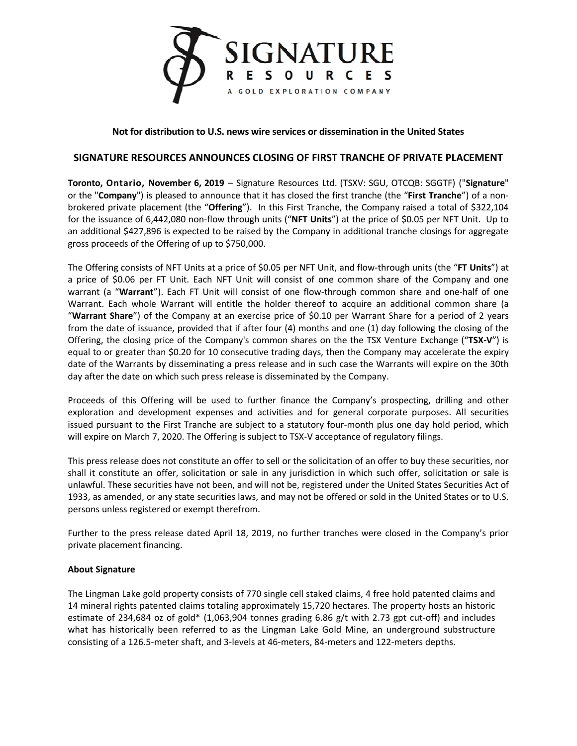**Not for distribution to U.S. news wire services or dissemination in the United States**

## SIGNATURE RESOURCES ANNOUNCES CLOSING OF FIRST TRANCHE OF PRIVATE PLACEMENT

**Toronto, Ontario, November 6, 2019** – Signature Resources Ltd. (TSXV: SGU, OTCQB: SGGTF) ("**Signature**" or the "**Company**") is pleased to announce that it has closed the first tranche (the "**First Tranche**") of a non-brokered private placement (the "**Offering**"). In this First Tranche, the Company raised a total of $322,104 for the issuance of 6,442,080 non-flow through units ("**NFT Units**") at the price of $0.05 per NFT Unit. Up to an additional $427,896 is expected to be raised by the Company in additional tranche closings for aggregate gross proceeds of the Offering of up to $750,000.

The Offering consists of NFT Units at a price of $0.05 per NFT Unit, and flow-through units (the "**FT Units**") at a price of $0.06 per FT Unit. Each NFT Unit will consist of one common share of the Company and one warrant (a "**Warrant**"). Each FT Unit will consist of one flow-through common share and one-half of one Warrant. Each whole Warrant will entitle the holder thereof to acquire an additional common share (a "**Warrant Share**") of the Company at an exercise price of $0.10 per Warrant Share for a period of 2 years from the date of issuance, provided that if after four (4) months and one (1) day following the closing of the Offering, the closing price of the Company's common shares on the the TSX Venture Exchange ("**TSX-V**") is equal to or greater than $0.20 for 10 consecutive trading days, then the Company may accelerate the expiry date of the Warrants by disseminating a press release and in such case the Warrants will expire on the 30th day after the date on which such press release is disseminated by the Company.

Proceeds of this Offering will be used to further finance the Company's prospecting, drilling and other exploration and development expenses and activities and for general corporate purposes. All securities issued pursuant to the First Tranche are subject to a statutory four-month plus one day hold period, which will expire on March 7, 2020. The Offering is subject to TSX-V acceptance of regulatory filings.

This press release does not constitute an offer to sell or the solicitation of an offer to buy these securities, nor shall it constitute an offer, solicitation or sale in any jurisdiction in which such offer, solicitation or sale is unlawful. These securities have not been, and will not be, registered under the United States Securities Act of 1933, as amended, or any state securities laws, and may not be offered or sold in the United States or to U.S. persons unless registered or exempt therefrom.

Further to the press release dated April 18, 2019, no further tranches were closed in the Company's prior private placement financing.

**About Signature**

The Lingman Lake gold property consists of 770 single cell staked claims, 4 free hold patented claims and 14 mineral rights patented claims totaling approximately 15,720 hectares. The property hosts an historic estimate of 234,684 oz of gold* (1,063,904 tonnes grading 6.86 g/t with 2.73 gpt cut-off) and includes what has historically been referred to as the Lingman Lake Gold Mine, an underground substructure consisting of a 126.5-meter shaft, and 3-levels at 46-meters, 84-meters and 122-meters depths.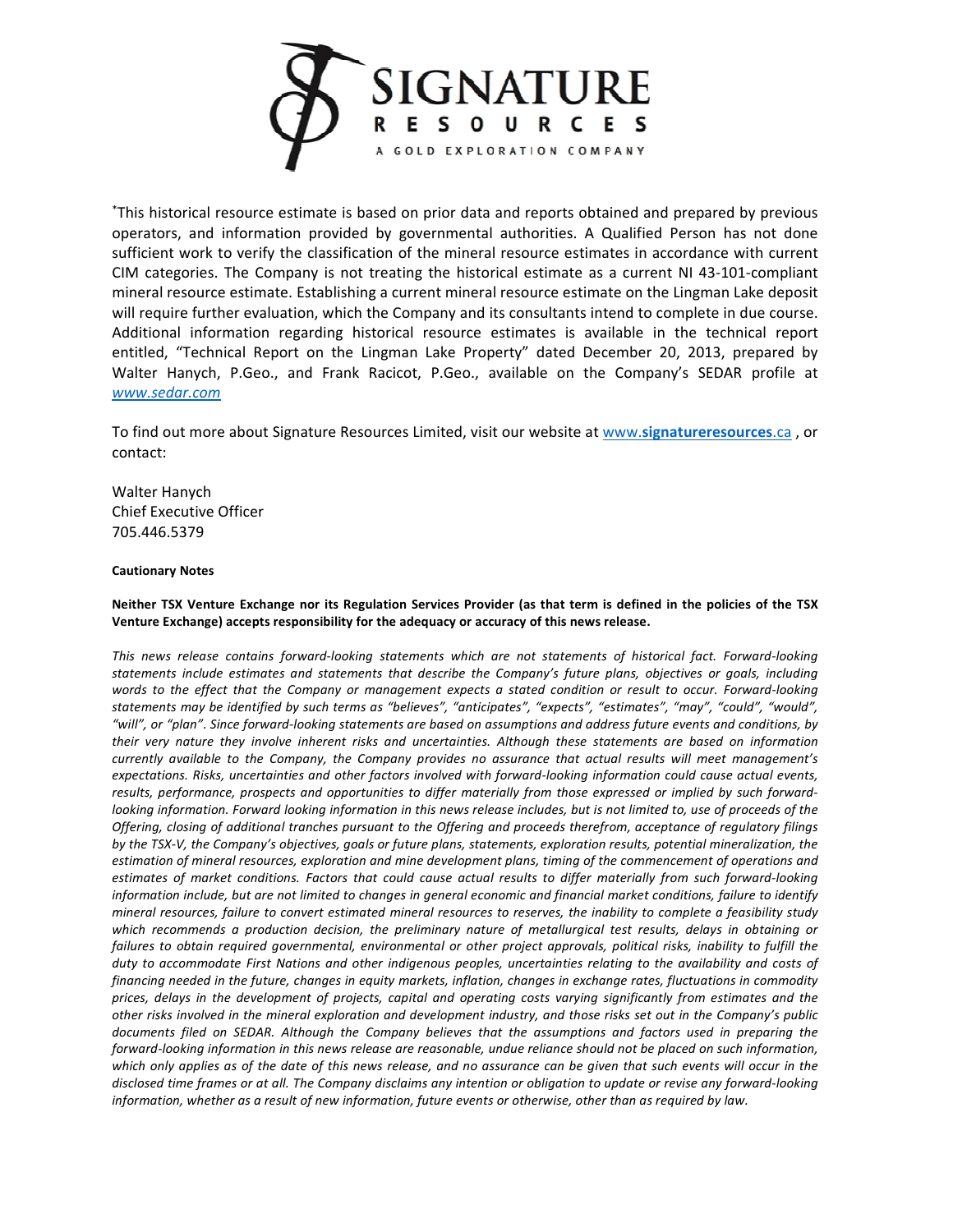*This historical resource estimate is based on prior data and reports obtained and prepared by previous operators, and information provided by governmental authorities. A Qualified Person has not done sufficient work to verify the classification of the mineral resource estimates in accordance with current CIM categories. The Company is not treating the historical estimate as a current NI 43-101-compliant mineral resource estimate. Establishing a current mineral resource estimate on the Lingman Lake deposit will require further evaluation, which the Company and its consultants intend to complete in due course. Additional information regarding historical resource estimates is available in the technical report entitled, "Technical Report on the Lingman Lake Property" dated December 20, 2013, prepared by Walter Hanych, P.Geo., and Frank Racicot, P.Geo., available on the Company's SEDAR profile at www.sedar.com

To find out more about Signature Resources Limited, visit our website at www.**signatureresources**.ca , or contact:

Walter Hanych
Chief Executive Officer
705.446.5379

**Cautionary Notes**

**Neither TSX Venture Exchange nor its Regulation Services Provider (as that term is defined in the policies of the TSX Venture Exchange) accepts responsibility for the adequacy or accuracy of this news release.**

*This news release contains forward-looking statements which are not statements of historical fact. Forward-looking statements include estimates and statements that describe the Company's future plans, objectives or goals, including words to the effect that the Company or management expects a stated condition or result to occur. Forward-looking statements may be identified by such terms as "believes", "anticipates", "expects", "estimates", "may", "could", "would", "will", or "plan". Since forward-looking statements are based on assumptions and address future events and conditions, by their very nature they involve inherent risks and uncertainties. Although these statements are based on information currently available to the Company, the Company provides no assurance that actual results will meet management's expectations. Risks, uncertainties and other factors involved with forward-looking information could cause actual events, results, performance, prospects and opportunities to differ materially from those expressed or implied by such forward-looking information. Forward looking information in this news release includes, but is not limited to, use of proceeds of the Offering, closing of additional tranches pursuant to the Offering and proceeds therefrom, acceptance of regulatory filings by the TSX-V, the Company's objectives, goals or future plans, statements, exploration results, potential mineralization, the estimation of mineral resources, exploration and mine development plans, timing of the commencement of operations and estimates of market conditions. Factors that could cause actual results to differ materially from such forward-looking information include, but are not limited to changes in general economic and financial market conditions, failure to identify mineral resources, failure to convert estimated mineral resources to reserves, the inability to complete a feasibility study which recommends a production decision, the preliminary nature of metallurgical test results, delays in obtaining or failures to obtain required governmental, environmental or other project approvals, political risks, inability to fulfill the duty to accommodate First Nations and other indigenous peoples, uncertainties relating to the availability and costs of financing needed in the future, changes in equity markets, inflation, changes in exchange rates, fluctuations in commodity prices, delays in the development of projects, capital and operating costs varying significantly from estimates and the other risks involved in the mineral exploration and development industry, and those risks set out in the Company's public documents filed on SEDAR. Although the Company believes that the assumptions and factors used in preparing the forward-looking information in this news release are reasonable, undue reliance should not be placed on such information, which only applies as of the date of this news release, and no assurance can be given that such events will occur in the disclosed time frames or at all. The Company disclaims any intention or obligation to update or revise any forward-looking information, whether as a result of new information, future events or otherwise, other than as required by law.*